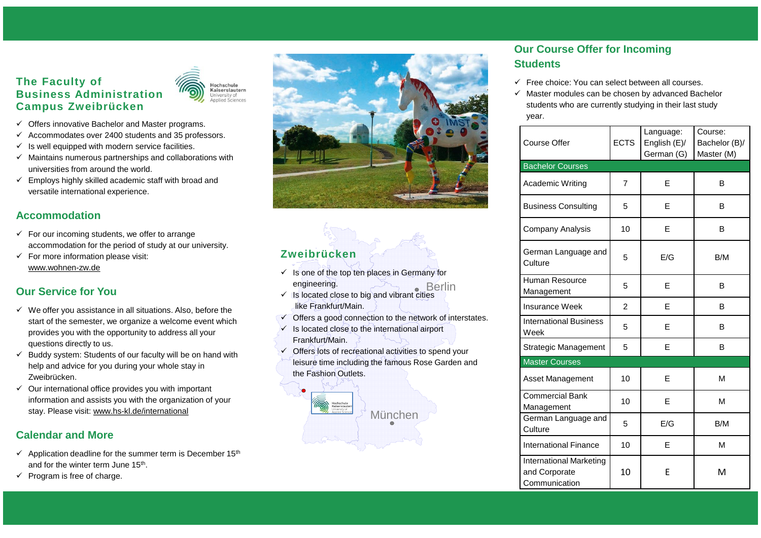## The Faculty of Business Administration Campus Zweibrücken

- Offers innovative Bachelor and Master programs.
- Accommodates over 2400 students and 35 professors.
- Is well equipped with modern service facilities.
- Maintains numerous partnerships and collaborations with universities from around the world.
- Employs highly skilled academic staff with broad and versatile international experience.

## Accommodation

- For our incoming students, we offer to arrange accommodation for the period of study at our university.
- For more information please visit: www.wohnen-zw.de

## Our Service for You

- We offer you assistance in all situations. Also, before the start of the semester, we organize a welcome event which provides you with the opportunity to address all your questions directly to us.
- Buddy system: Students of our faculty will be on hand with help and advice for you during your whole stay in Zweibrücken.
- Our international office provides you with important information and assists you with the organization of your stay. Please visit: www.hs-kl.de/international

## Calendar and More

- Application deadline for the summer term is December 15th and for the winter term June 15th.
- Program is free of charge.

## Zweibrücken

- Is one of the top ten places in Germany for engineering.
- Is located close to big and vibrant cities like Frankfurt/Main.
- Offers a good connection to the network of interstates.
- Is located close to the international airport Frankfurt/Main.
- Offers lots of recreational activities to spend your leisure time including the famous Rose Garden and the Fashion Outlets.

Berlin

München

## Our Course Offer for Incoming Students

- Free choice: You can select between all courses.
- Master modules can be chosen by advanced Bachelor students who are currently studying in their last study year.

| Course Offer | ECTS | Language: English (E)/ German (G) | Course: Bachelor (B)/ Master (M) |
|---|---|---|---|
| **Bachelor Courses** | | | |
| Academic Writing | 7 | E | B |
| Business Consulting | 5 | E | B |
| Company Analysis | 10 | E | B |
| German Language and Culture | 5 | E/G | B/M |
| Human Resource Management | 5 | E | B |
| Insurance Week | 2 | E | B |
| International Business Week | 5 | E | B |
| Strategic Management | 5 | E | B |
| **Master Courses** | | | |
| Asset Management | 10 | E | M |
| Commercial Bank Management | 10 | E | M |
| German Language and Culture | 5 | E/G | B/M |
| International Finance | 10 | E | M |
| International Marketing and Corporate Communication | 10 | E | M |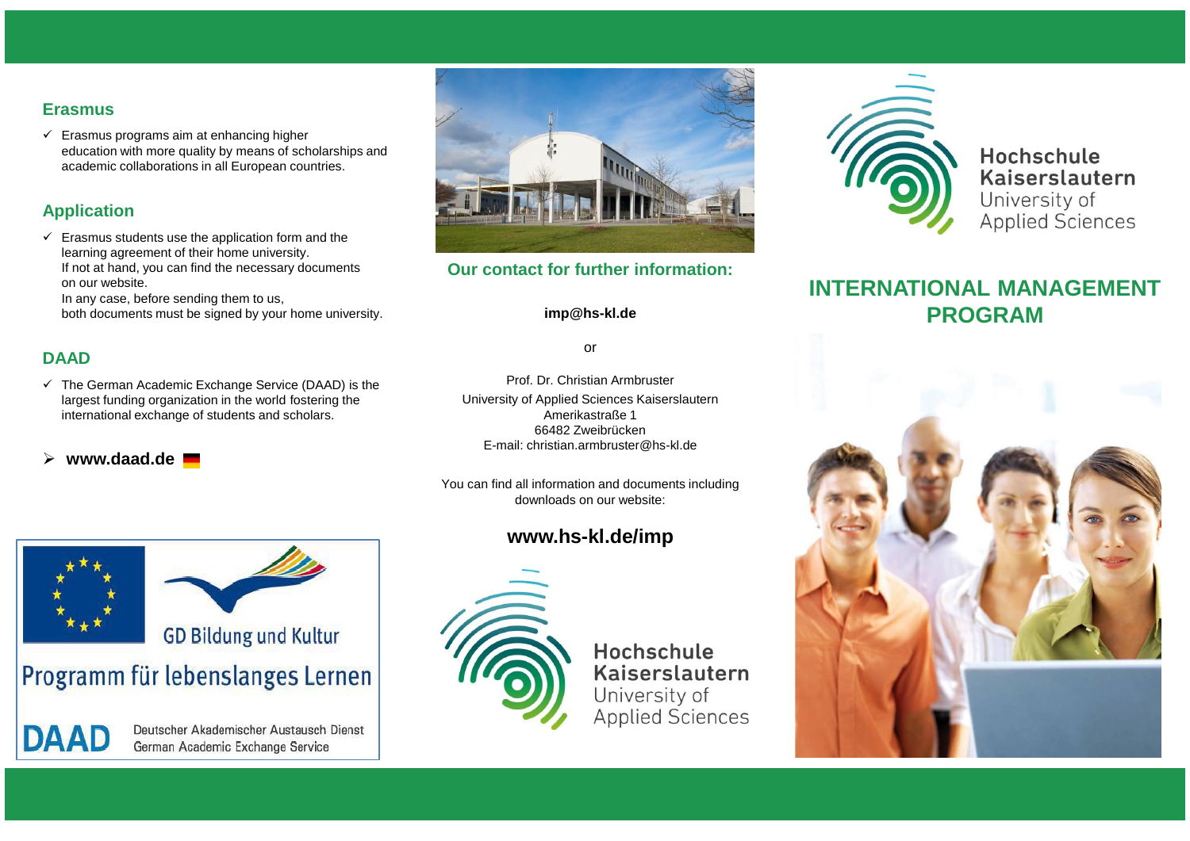## Erasmus

- ✓ Erasmus programs aim at enhancing higher education with more quality by means of scholarships and academic collaborations in all European countries.

## Application

- ✓ Erasmus students use the application form and the learning agreement of their home university.
  If not at hand, you can find the necessary documents on our website.
  In any case, before sending them to us, both documents must be signed by your home university.

## DAAD

- ✓ The German Academic Exchange Service (DAAD) is the largest funding organization in the world fostering the international exchange of students and scholars.

- ➢ **www.daad.de**

GD Bildung und Kultur

Programm für lebenslanges Lernen

DAAD Deutscher Akademischer Austausch Dienst
German Academic Exchange Service

## Our contact for further information:

**imp@hs-kl.de**

or

Prof. Dr. Christian Armbruster
University of Applied Sciences Kaiserslautern
Amerikastraße 1
66482 Zweibrücken
E-mail: christian.armbruster@hs-kl.de

You can find all information and documents including downloads on our website:

**www.hs-kl.de/imp**

Hochschule Kaiserslautern
University of Applied Sciences

Hochschule Kaiserslautern
University of Applied Sciences

# INTERNATIONAL MANAGEMENT PROGRAM